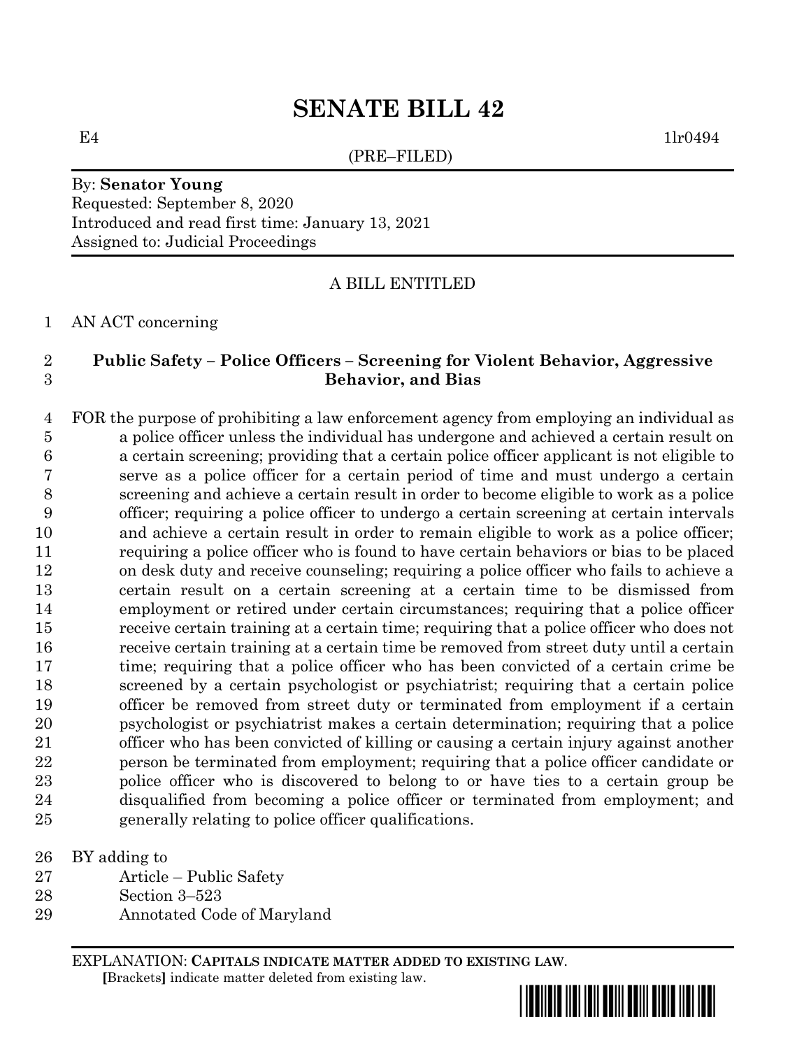# SENATE BILL 42

E4 1lr0494

(PRE–FILED)

By: **Senator Young**
Requested: September 8, 2020
Introduced and read first time: January 13, 2021
Assigned to: Judicial Proceedings

A BILL ENTITLED

1 AN ACT concerning

2 **Public Safety – Police Officers – Screening for Violent Behavior, Aggressive**
3 **Behavior, and Bias**

4 FOR the purpose of prohibiting a law enforcement agency from employing an individual as
5 a police officer unless the individual has undergone and achieved a certain result on
6 a certain screening; providing that a certain police officer applicant is not eligible to
7 serve as a police officer for a certain period of time and must undergo a certain
8 screening and achieve a certain result in order to become eligible to work as a police
9 officer; requiring a police officer to undergo a certain screening at certain intervals
10 and achieve a certain result in order to remain eligible to work as a police officer;
11 requiring a police officer who is found to have certain behaviors or bias to be placed
12 on desk duty and receive counseling; requiring a police officer who fails to achieve a
13 certain result on a certain screening at a certain time to be dismissed from
14 employment or retired under certain circumstances; requiring that a police officer
15 receive certain training at a certain time; requiring that a police officer who does not
16 receive certain training at a certain time be removed from street duty until a certain
17 time; requiring that a police officer who has been convicted of a certain crime be
18 screened by a certain psychologist or psychiatrist; requiring that a certain police
19 officer be removed from street duty or terminated from employment if a certain
20 psychologist or psychiatrist makes a certain determination; requiring that a police
21 officer who has been convicted of killing or causing a certain injury against another
22 person be terminated from employment; requiring that a police officer candidate or
23 police officer who is discovered to belong to or have ties to a certain group be
24 disqualified from becoming a police officer or terminated from employment; and
25 generally relating to police officer qualifications.

26 BY adding to
27 Article – Public Safety
28 Section 3–523
29 Annotated Code of Maryland

EXPLANATION: **CAPITALS INDICATE MATTER ADDED TO EXISTING LAW**.
**[**Brackets**]** indicate matter deleted from existing law.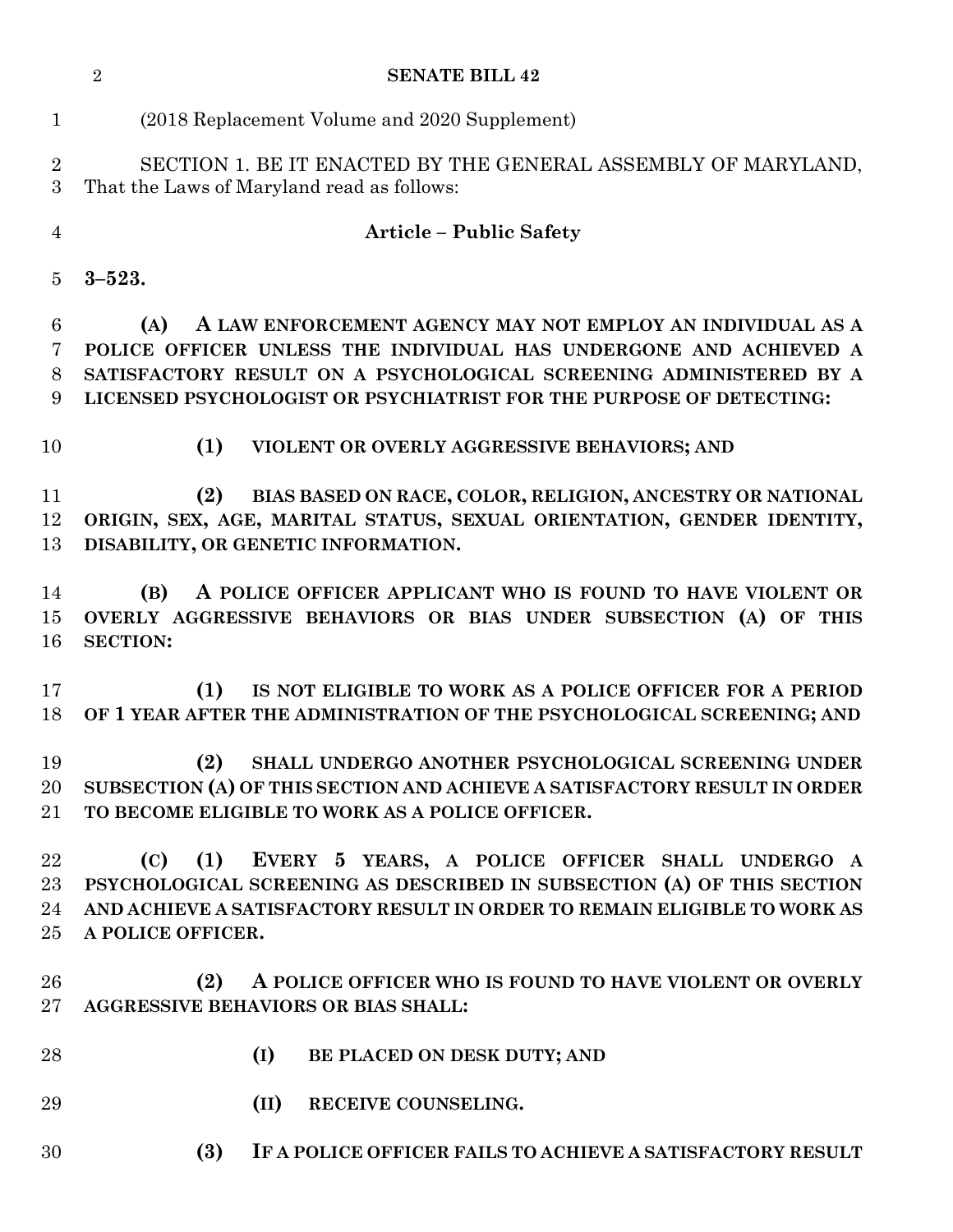(2018 Replacement Volume and 2020 Supplement)

SECTION 1. BE IT ENACTED BY THE GENERAL ASSEMBLY OF MARYLAND, That the Laws of Maryland read as follows:

**Article – Public Safety**

**3–523.**

**(A) A LAW ENFORCEMENT AGENCY MAY NOT EMPLOY AN INDIVIDUAL AS A POLICE OFFICER UNLESS THE INDIVIDUAL HAS UNDERGONE AND ACHIEVED A SATISFACTORY RESULT ON A PSYCHOLOGICAL SCREENING ADMINISTERED BY A LICENSED PSYCHOLOGIST OR PSYCHIATRIST FOR THE PURPOSE OF DETECTING:**

**(1) VIOLENT OR OVERLY AGGRESSIVE BEHAVIORS; AND**

**(2) BIAS BASED ON RACE, COLOR, RELIGION, ANCESTRY OR NATIONAL ORIGIN, SEX, AGE, MARITAL STATUS, SEXUAL ORIENTATION, GENDER IDENTITY, DISABILITY, OR GENETIC INFORMATION.**

**(B) A POLICE OFFICER APPLICANT WHO IS FOUND TO HAVE VIOLENT OR OVERLY AGGRESSIVE BEHAVIORS OR BIAS UNDER SUBSECTION (A) OF THIS SECTION:**

**(1) IS NOT ELIGIBLE TO WORK AS A POLICE OFFICER FOR A PERIOD OF 1 YEAR AFTER THE ADMINISTRATION OF THE PSYCHOLOGICAL SCREENING; AND**

**(2) SHALL UNDERGO ANOTHER PSYCHOLOGICAL SCREENING UNDER SUBSECTION (A) OF THIS SECTION AND ACHIEVE A SATISFACTORY RESULT IN ORDER TO BECOME ELIGIBLE TO WORK AS A POLICE OFFICER.**

**(C) (1) EVERY 5 YEARS, A POLICE OFFICER SHALL UNDERGO A PSYCHOLOGICAL SCREENING AS DESCRIBED IN SUBSECTION (A) OF THIS SECTION AND ACHIEVE A SATISFACTORY RESULT IN ORDER TO REMAIN ELIGIBLE TO WORK AS A POLICE OFFICER.**

**(2) A POLICE OFFICER WHO IS FOUND TO HAVE VIOLENT OR OVERLY AGGRESSIVE BEHAVIORS OR BIAS SHALL:**

**(I) BE PLACED ON DESK DUTY; AND**

**(II) RECEIVE COUNSELING.**

**(3) IF A POLICE OFFICER FAILS TO ACHIEVE A SATISFACTORY RESULT**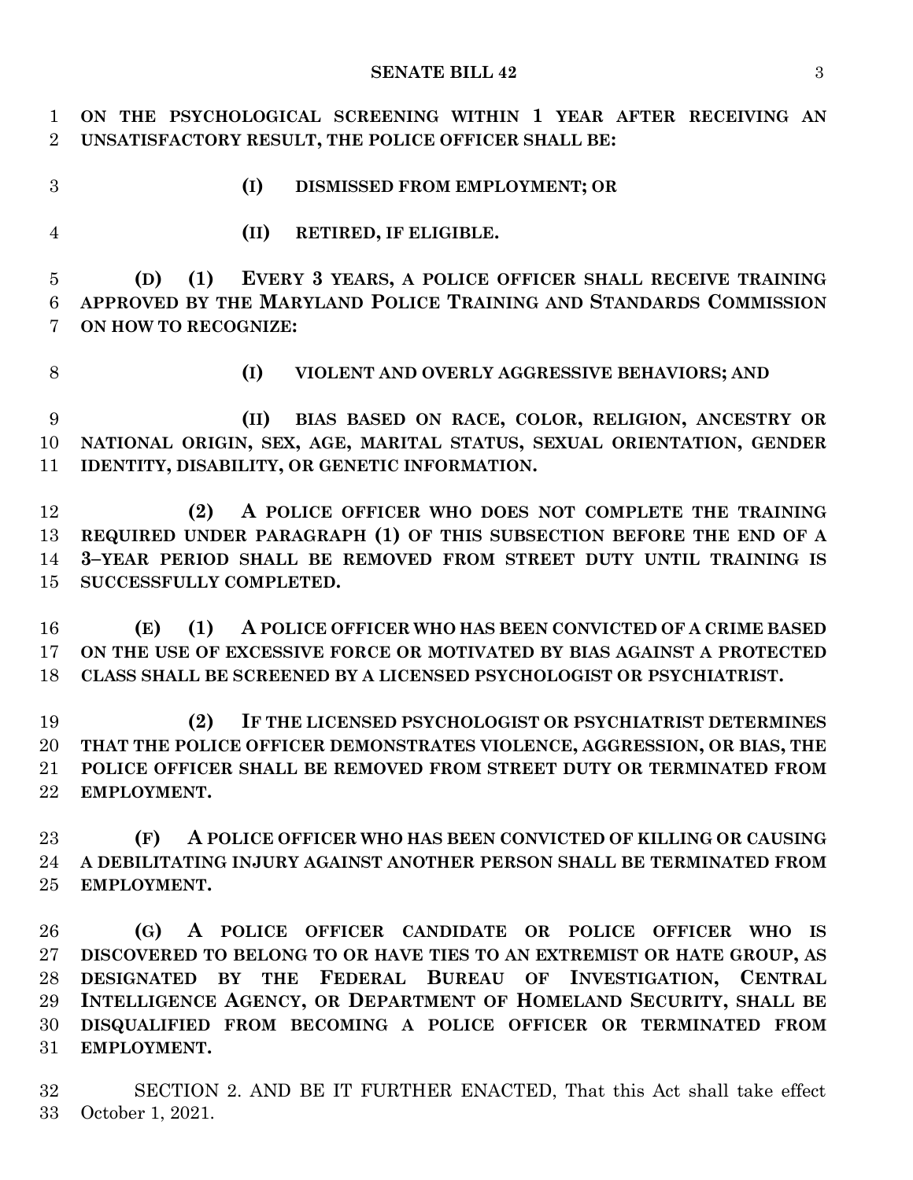**ON THE PSYCHOLOGICAL SCREENING WITHIN 1 YEAR AFTER RECEIVING AN UNSATISFACTORY RESULT, THE POLICE OFFICER SHALL BE:**

**(I) DISMISSED FROM EMPLOYMENT; OR**

**(II) RETIRED, IF ELIGIBLE.**

**(D) (1) EVERY 3 YEARS, A POLICE OFFICER SHALL RECEIVE TRAINING APPROVED BY THE MARYLAND POLICE TRAINING AND STANDARDS COMMISSION ON HOW TO RECOGNIZE:**

**(I) VIOLENT AND OVERLY AGGRESSIVE BEHAVIORS; AND**

**(II) BIAS BASED ON RACE, COLOR, RELIGION, ANCESTRY OR NATIONAL ORIGIN, SEX, AGE, MARITAL STATUS, SEXUAL ORIENTATION, GENDER IDENTITY, DISABILITY, OR GENETIC INFORMATION.**

**(2) A POLICE OFFICER WHO DOES NOT COMPLETE THE TRAINING REQUIRED UNDER PARAGRAPH (1) OF THIS SUBSECTION BEFORE THE END OF A 3–YEAR PERIOD SHALL BE REMOVED FROM STREET DUTY UNTIL TRAINING IS SUCCESSFULLY COMPLETED.**

**(E) (1) A POLICE OFFICER WHO HAS BEEN CONVICTED OF A CRIME BASED ON THE USE OF EXCESSIVE FORCE OR MOTIVATED BY BIAS AGAINST A PROTECTED CLASS SHALL BE SCREENED BY A LICENSED PSYCHOLOGIST OR PSYCHIATRIST.**

**(2) IF THE LICENSED PSYCHOLOGIST OR PSYCHIATRIST DETERMINES THAT THE POLICE OFFICER DEMONSTRATES VIOLENCE, AGGRESSION, OR BIAS, THE POLICE OFFICER SHALL BE REMOVED FROM STREET DUTY OR TERMINATED FROM EMPLOYMENT.**

**(F) A POLICE OFFICER WHO HAS BEEN CONVICTED OF KILLING OR CAUSING A DEBILITATING INJURY AGAINST ANOTHER PERSON SHALL BE TERMINATED FROM EMPLOYMENT.**

**(G) A POLICE OFFICER CANDIDATE OR POLICE OFFICER WHO IS DISCOVERED TO BELONG TO OR HAVE TIES TO AN EXTREMIST OR HATE GROUP, AS DESIGNATED BY THE FEDERAL BUREAU OF INVESTIGATION, CENTRAL INTELLIGENCE AGENCY, OR DEPARTMENT OF HOMELAND SECURITY, SHALL BE DISQUALIFIED FROM BECOMING A POLICE OFFICER OR TERMINATED FROM EMPLOYMENT.**

SECTION 2. AND BE IT FURTHER ENACTED, That this Act shall take effect October 1, 2021.